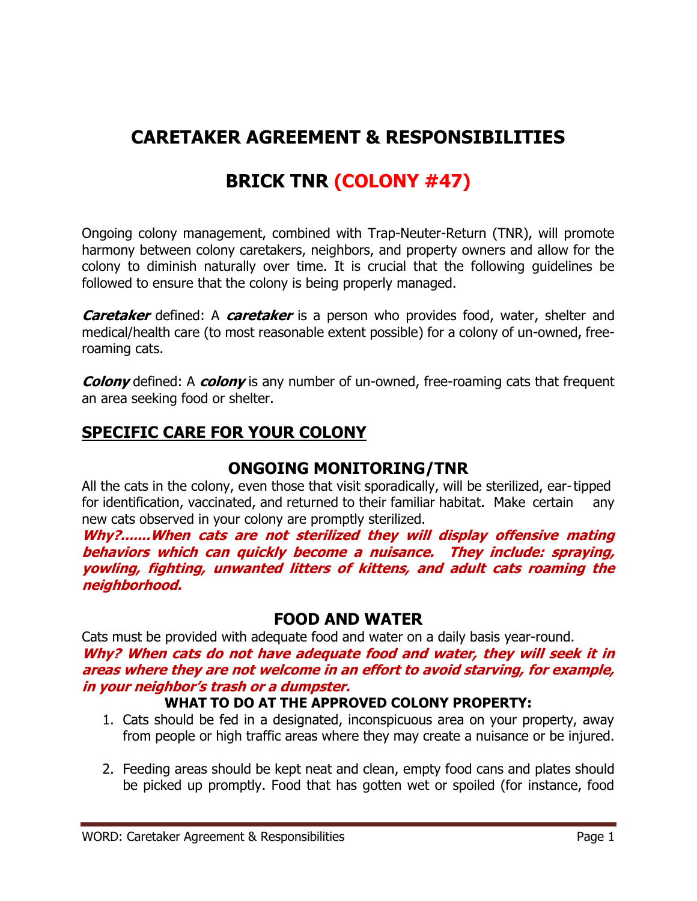# CARETAKER AGREEMENT & RESPONSIBILITIES

# BRICK TNR (COLONY #47)

Ongoing colony management, combined with Trap-Neuter-Return (TNR), will promote harmony between colony caretakers, neighbors, and property owners and allow for the colony to diminish naturally over time. It is crucial that the following guidelines be followed to ensure that the colony is being properly managed.

***Caretaker*** defined: A ***caretaker*** is a person who provides food, water, shelter and medical/health care (to most reasonable extent possible) for a colony of un-owned, free-roaming cats.

***Colony*** defined: A ***colony*** is any number of un-owned, free-roaming cats that frequent an area seeking food or shelter.

## SPECIFIC CARE FOR YOUR COLONY

### ONGOING MONITORING/TNR

All the cats in the colony, even those that visit sporadically, will be sterilized, ear-tipped for identification, vaccinated, and returned to their familiar habitat. Make certain any new cats observed in your colony are promptly sterilized.

***Why?.......When cats are not sterilized they will display offensive mating behaviors which can quickly become a nuisance. They include: spraying, yowling, fighting, unwanted litters of kittens, and adult cats roaming the neighborhood.***

### FOOD AND WATER

Cats must be provided with adequate food and water on a daily basis year-round.

***Why? When cats do not have adequate food and water, they will seek it in areas where they are not welcome in an effort to avoid starving, for example, in your neighbor's trash or a dumpster.***

**WHAT TO DO AT THE APPROVED COLONY PROPERTY:**

1. Cats should be fed in a designated, inconspicuous area on your property, away from people or high traffic areas where they may create a nuisance or be injured.

2. Feeding areas should be kept neat and clean, empty food cans and plates should be picked up promptly. Food that has gotten wet or spoiled (for instance, food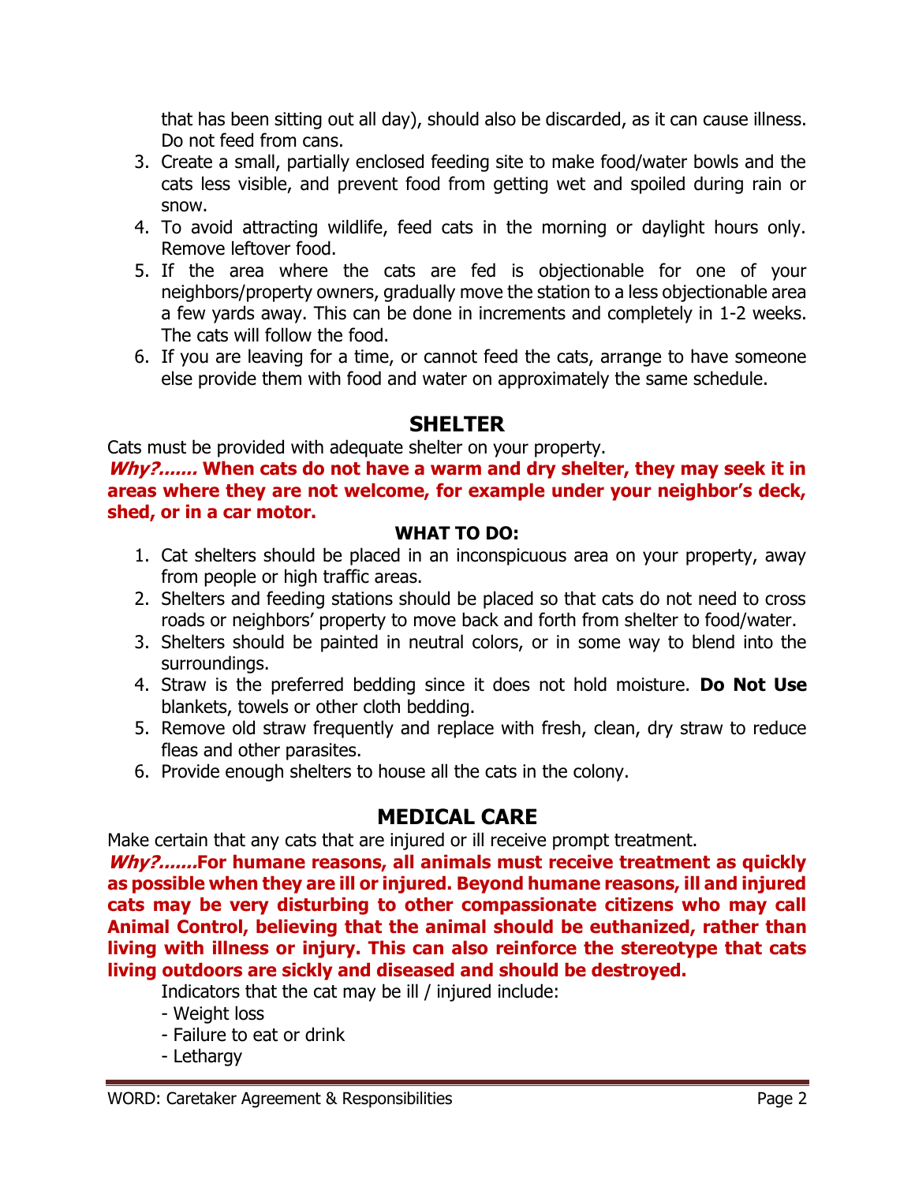that has been sitting out all day), should also be discarded, as it can cause illness. Do not feed from cans.

3. Create a small, partially enclosed feeding site to make food/water bowls and the cats less visible, and prevent food from getting wet and spoiled during rain or snow.
4. To avoid attracting wildlife, feed cats in the morning or daylight hours only. Remove leftover food.
5. If the area where the cats are fed is objectionable for one of your neighbors/property owners, gradually move the station to a less objectionable area a few yards away. This can be done in increments and completely in 1-2 weeks. The cats will follow the food.
6. If you are leaving for a time, or cannot feed the cats, arrange to have someone else provide them with food and water on approximately the same schedule.

## SHELTER

Cats must be provided with adequate shelter on your property.

***Why?.......* When cats do not have a warm and dry shelter, they may seek it in areas where they are not welcome, for example under your neighbor's deck, shed, or in a car motor.**

**WHAT TO DO:**

1. Cat shelters should be placed in an inconspicuous area on your property, away from people or high traffic areas.
2. Shelters and feeding stations should be placed so that cats do not need to cross roads or neighbors' property to move back and forth from shelter to food/water.
3. Shelters should be painted in neutral colors, or in some way to blend into the surroundings.
4. Straw is the preferred bedding since it does not hold moisture. **Do Not Use** blankets, towels or other cloth bedding.
5. Remove old straw frequently and replace with fresh, clean, dry straw to reduce fleas and other parasites.
6. Provide enough shelters to house all the cats in the colony.

## MEDICAL CARE

Make certain that any cats that are injured or ill receive prompt treatment.

***Why?.......*For humane reasons, all animals must receive treatment as quickly as possible when they are ill or injured. Beyond humane reasons, ill and injured cats may be very disturbing to other compassionate citizens who may call Animal Control, believing that the animal should be euthanized, rather than living with illness or injury. This can also reinforce the stereotype that cats living outdoors are sickly and diseased and should be destroyed.**

Indicators that the cat may be ill / injured include:

- Weight loss
- Failure to eat or drink
- Lethargy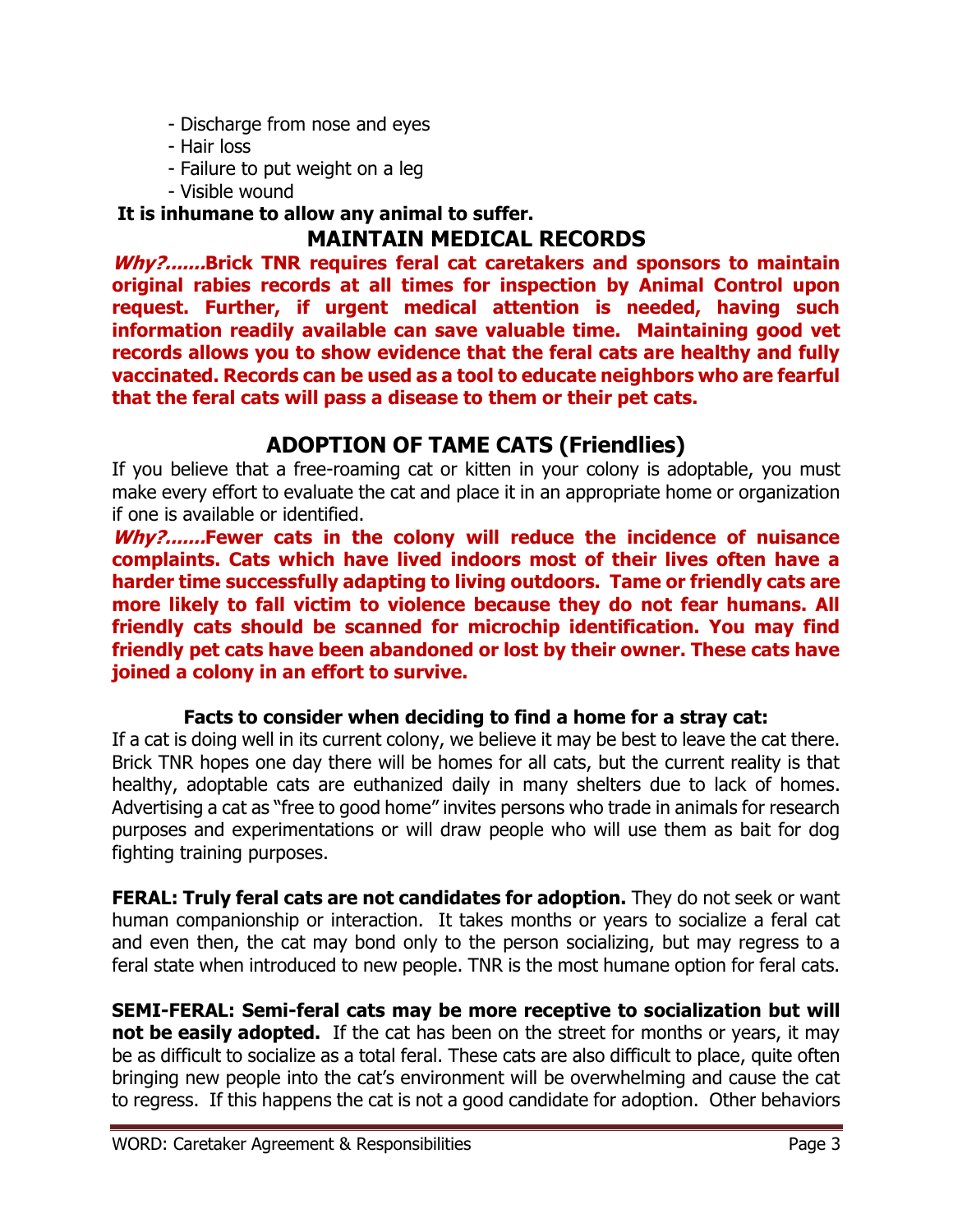- Discharge from nose and eyes
- Hair loss
- Failure to put weight on a leg
- Visible wound

**It is inhumane to allow any animal to suffer.**

## MAINTAIN MEDICAL RECORDS

***Why?.......*Brick TNR requires feral cat caretakers and sponsors to maintain original rabies records at all times for inspection by Animal Control upon request. Further, if urgent medical attention is needed, having such information readily available can save valuable time. Maintaining good vet records allows you to show evidence that the feral cats are healthy and fully vaccinated. Records can be used as a tool to educate neighbors who are fearful that the feral cats will pass a disease to them or their pet cats.**

## ADOPTION OF TAME CATS (Friendlies)

If you believe that a free-roaming cat or kitten in your colony is adoptable, you must make every effort to evaluate the cat and place it in an appropriate home or organization if one is available or identified.

***Why?.......*Fewer cats in the colony will reduce the incidence of nuisance complaints. Cats which have lived indoors most of their lives often have a harder time successfully adapting to living outdoors. Tame or friendly cats are more likely to fall victim to violence because they do not fear humans. All friendly cats should be scanned for microchip identification. You may find friendly pet cats have been abandoned or lost by their owner. These cats have joined a colony in an effort to survive.**

### Facts to consider when deciding to find a home for a stray cat:

If a cat is doing well in its current colony, we believe it may be best to leave the cat there. Brick TNR hopes one day there will be homes for all cats, but the current reality is that healthy, adoptable cats are euthanized daily in many shelters due to lack of homes. Advertising a cat as "free to good home" invites persons who trade in animals for research purposes and experimentations or will draw people who will use them as bait for dog fighting training purposes.

**FERAL: Truly feral cats are not candidates for adoption.** They do not seek or want human companionship or interaction. It takes months or years to socialize a feral cat and even then, the cat may bond only to the person socializing, but may regress to a feral state when introduced to new people. TNR is the most humane option for feral cats.

**SEMI-FERAL: Semi-feral cats may be more receptive to socialization but will not be easily adopted.** If the cat has been on the street for months or years, it may be as difficult to socialize as a total feral. These cats are also difficult to place, quite often bringing new people into the cat's environment will be overwhelming and cause the cat to regress. If this happens the cat is not a good candidate for adoption. Other behaviors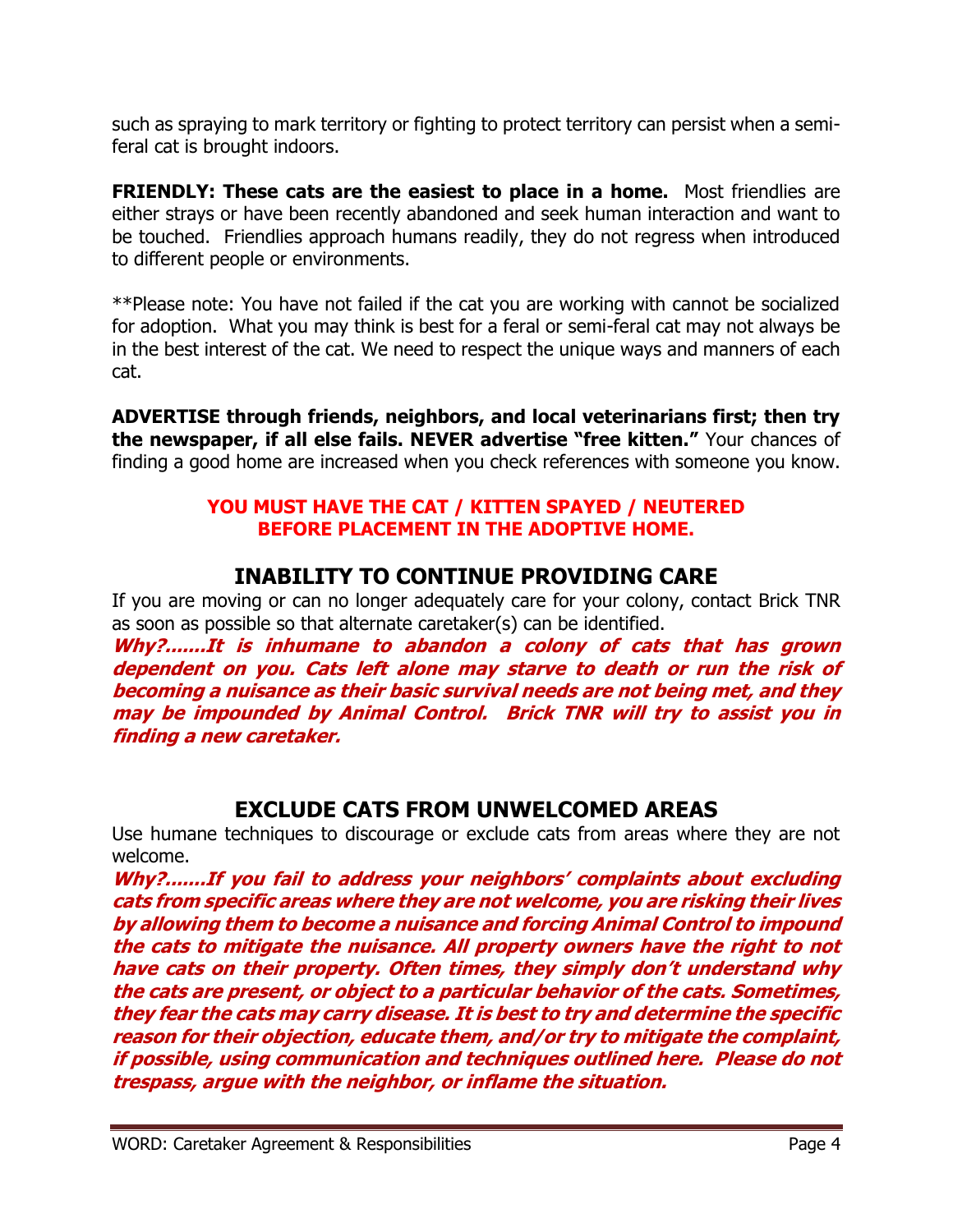such as spraying to mark territory or fighting to protect territory can persist when a semi-feral cat is brought indoors.

**FRIENDLY: These cats are the easiest to place in a home.** Most friendlies are either strays or have been recently abandoned and seek human interaction and want to be touched. Friendlies approach humans readily, they do not regress when introduced to different people or environments.

**Please note: You have not failed if the cat you are working with cannot be socialized for adoption. What you may think is best for a feral or semi-feral cat may not always be in the best interest of the cat. We need to respect the unique ways and manners of each cat.

**ADVERTISE through friends, neighbors, and local veterinarians first; then try the newspaper, if all else fails. NEVER advertise "free kitten."** Your chances of finding a good home are increased when you check references with someone you know.

**YOU MUST HAVE THE CAT / KITTEN SPAYED / NEUTERED BEFORE PLACEMENT IN THE ADOPTIVE HOME.**

## INABILITY TO CONTINUE PROVIDING CARE

If you are moving or can no longer adequately care for your colony, contact Brick TNR as soon as possible so that alternate caretaker(s) can be identified.

***Why?.......It is inhumane to abandon a colony of cats that has grown dependent on you. Cats left alone may starve to death or run the risk of becoming a nuisance as their basic survival needs are not being met, and they may be impounded by Animal Control. Brick TNR will try to assist you in finding a new caretaker.***

## EXCLUDE CATS FROM UNWELCOMED AREAS

Use humane techniques to discourage or exclude cats from areas where they are not welcome.

***Why?.......If you fail to address your neighbors' complaints about excluding cats from specific areas where they are not welcome, you are risking their lives by allowing them to become a nuisance and forcing Animal Control to impound the cats to mitigate the nuisance. All property owners have the right to not have cats on their property. Often times, they simply don't understand why the cats are present, or object to a particular behavior of the cats. Sometimes, they fear the cats may carry disease. It is best to try and determine the specific reason for their objection, educate them, and/or try to mitigate the complaint, if possible, using communication and techniques outlined here. Please do not trespass, argue with the neighbor, or inflame the situation.***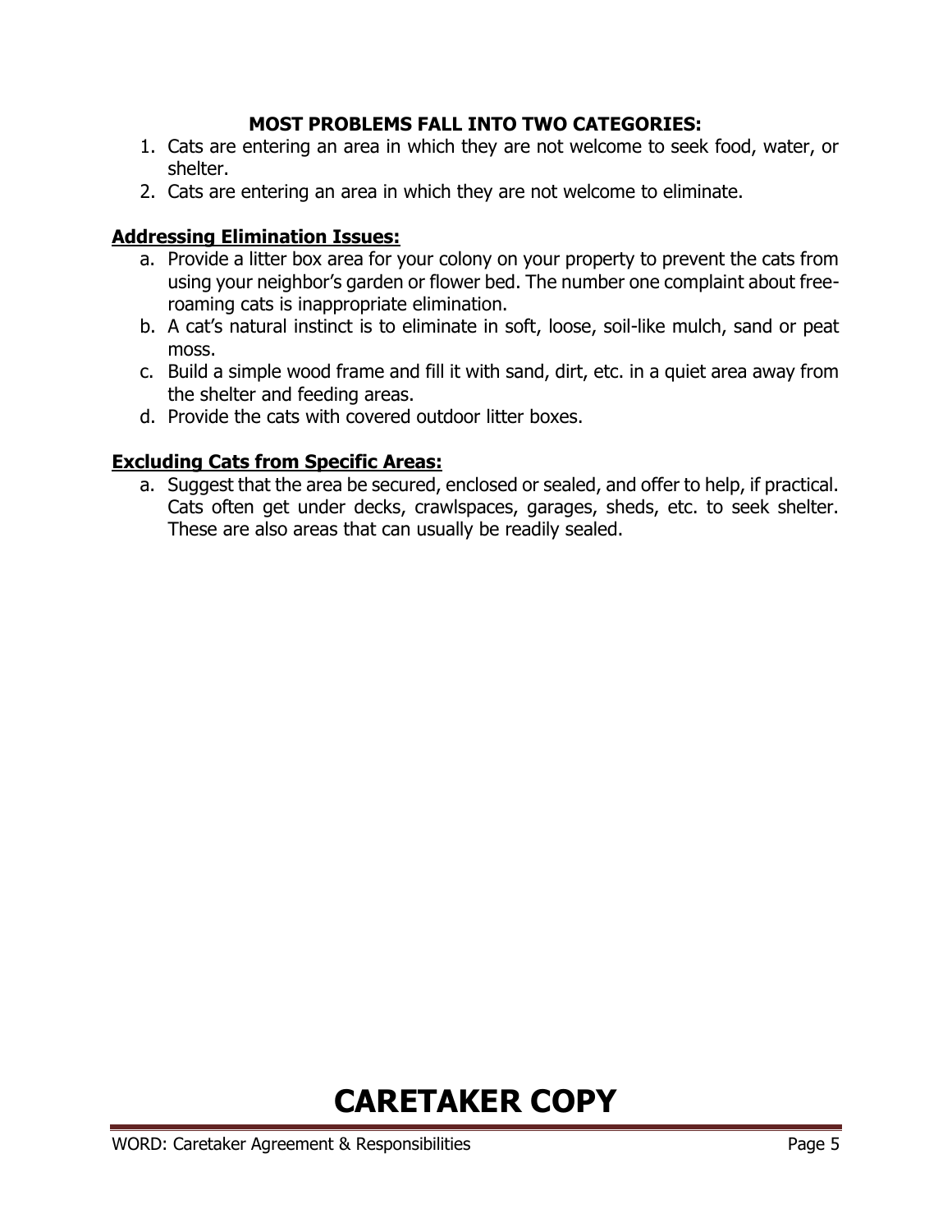**MOST PROBLEMS FALL INTO TWO CATEGORIES:**

1. Cats are entering an area in which they are not welcome to seek food, water, or shelter.
2. Cats are entering an area in which they are not welcome to eliminate.

**Addressing Elimination Issues:**

a. Provide a litter box area for your colony on your property to prevent the cats from using your neighbor's garden or flower bed. The number one complaint about free-roaming cats is inappropriate elimination.
b. A cat's natural instinct is to eliminate in soft, loose, soil-like mulch, sand or peat moss.
c. Build a simple wood frame and fill it with sand, dirt, etc. in a quiet area away from the shelter and feeding areas.
d. Provide the cats with covered outdoor litter boxes.

**Excluding Cats from Specific Areas:**

a. Suggest that the area be secured, enclosed or sealed, and offer to help, if practical. Cats often get under decks, crawlspaces, garages, sheds, etc. to seek shelter. These are also areas that can usually be readily sealed.

# CARETAKER COPY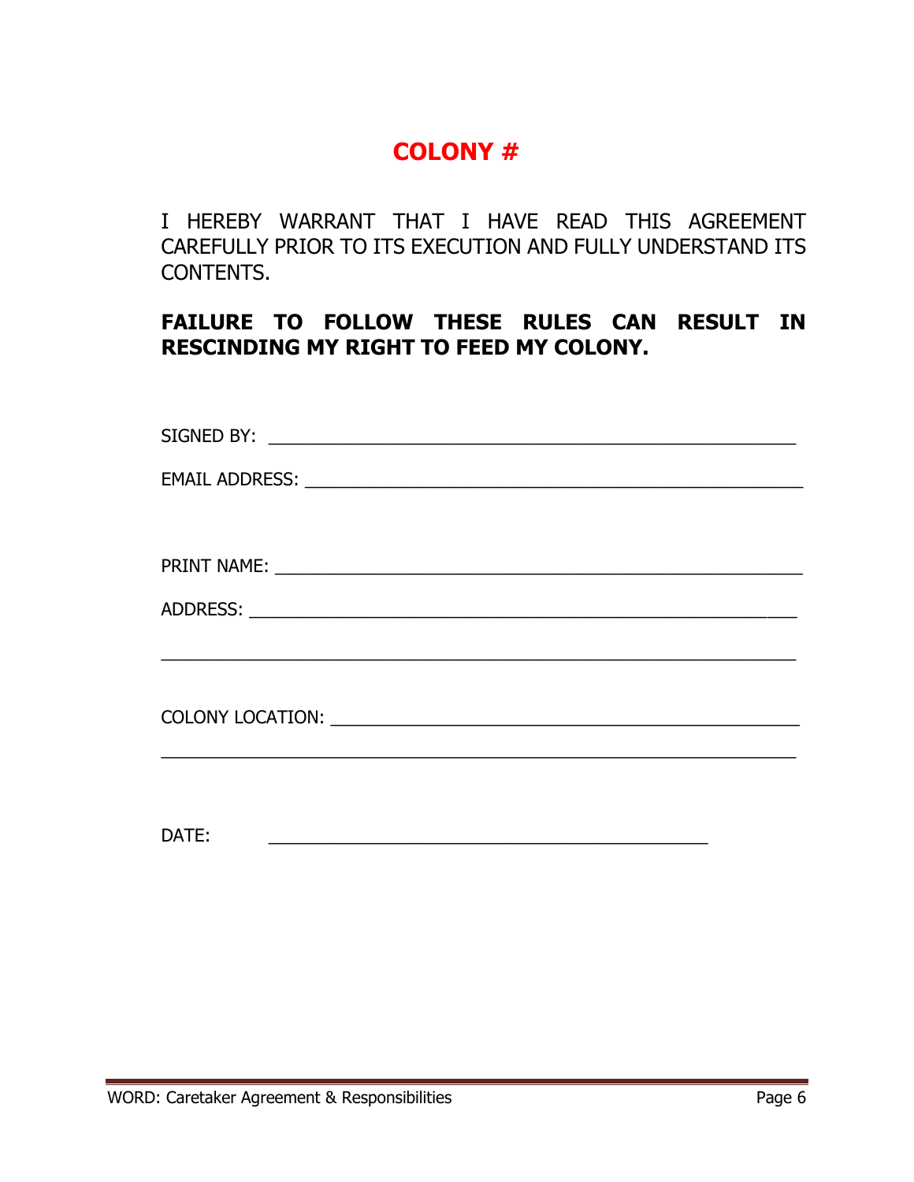## COLONY #

I HEREBY WARRANT THAT I HAVE READ THIS AGREEMENT CAREFULLY PRIOR TO ITS EXECUTION AND FULLY UNDERSTAND ITS CONTENTS.

**FAILURE TO FOLLOW THESE RULES CAN RESULT IN RESCINDING MY RIGHT TO FEED MY COLONY.**

SIGNED BY: ___________________________________________________________

EMAIL ADDRESS: _______________________________________________________

PRINT NAME: _________________________________________________________

ADDRESS: ____________________________________________________________

_____________________________________________________________________

COLONY LOCATION: _____________________________________________________

_____________________________________________________________________

DATE: _______________________________________________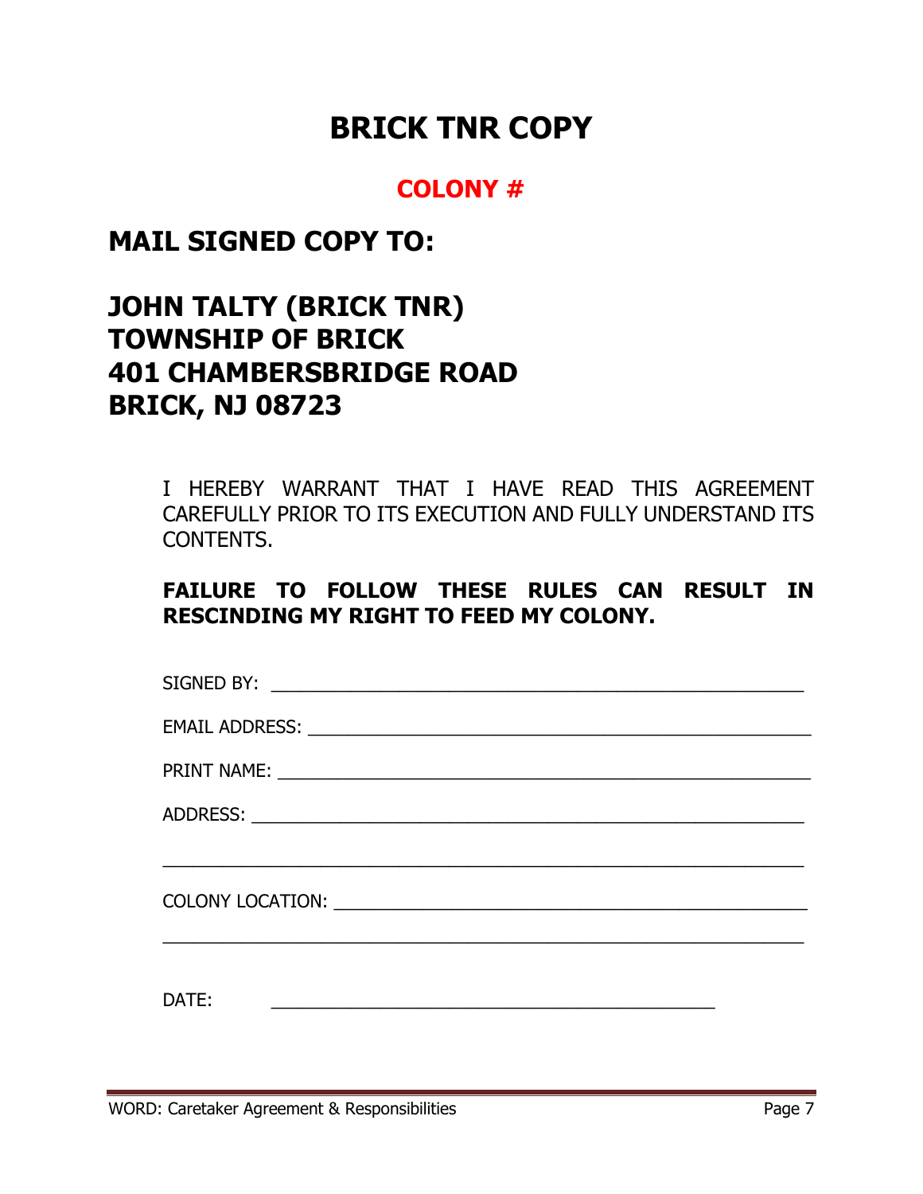# BRICK TNR COPY

## COLONY #

## MAIL SIGNED COPY TO:

## JOHN TALTY (BRICK TNR)
## TOWNSHIP OF BRICK
## 401 CHAMBERSBRIDGE ROAD
## BRICK, NJ 08723

I HEREBY WARRANT THAT I HAVE READ THIS AGREEMENT CAREFULLY PRIOR TO ITS EXECUTION AND FULLY UNDERSTAND ITS CONTENTS.

**FAILURE TO FOLLOW THESE RULES CAN RESULT IN RESCINDING MY RIGHT TO FEED MY COLONY.**

SIGNED BY: ____________________________________________________

EMAIL ADDRESS: ________________________________________________

PRINT NAME: __________________________________________________

ADDRESS: _____________________________________________________

______________________________________________________________

COLONY LOCATION: ______________________________________________

______________________________________________________________

DATE: ____________________________________________